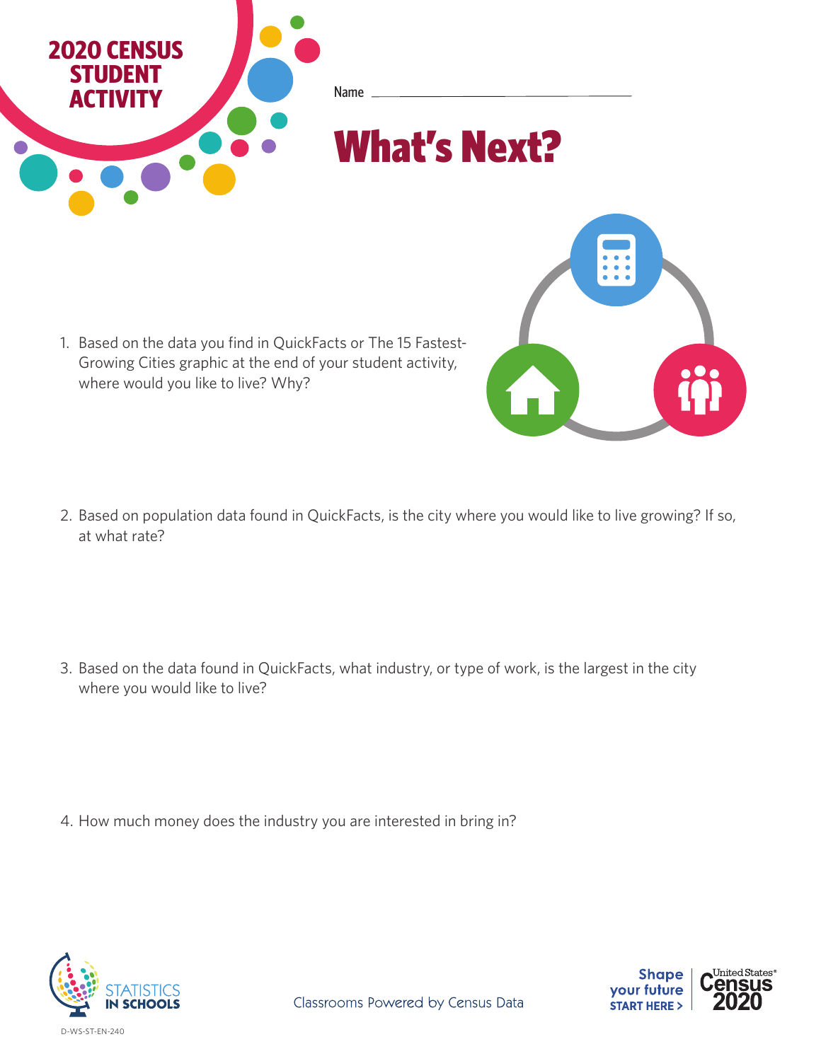**2020 CENSUS STUDENT ACTIVITY**

Name ________________________________

# What's Next?

1. Based on the data you find in QuickFacts or The 15 Fastest-Growing Cities graphic at the end of your student activity, where would you like to live? Why?

2. Based on population data found in QuickFacts, is the city where you would like to live growing? If so, at what rate?

3. Based on the data found in QuickFacts, what industry, or type of work, is the largest in the city where you would like to live?

4. How much money does the industry you are interested in bring in?

STATISTICS IN SCHOOLS

Classrooms Powered by Census Data

Shape your future START HERE > | United States® Census 2020

D-WS-ST-EN-240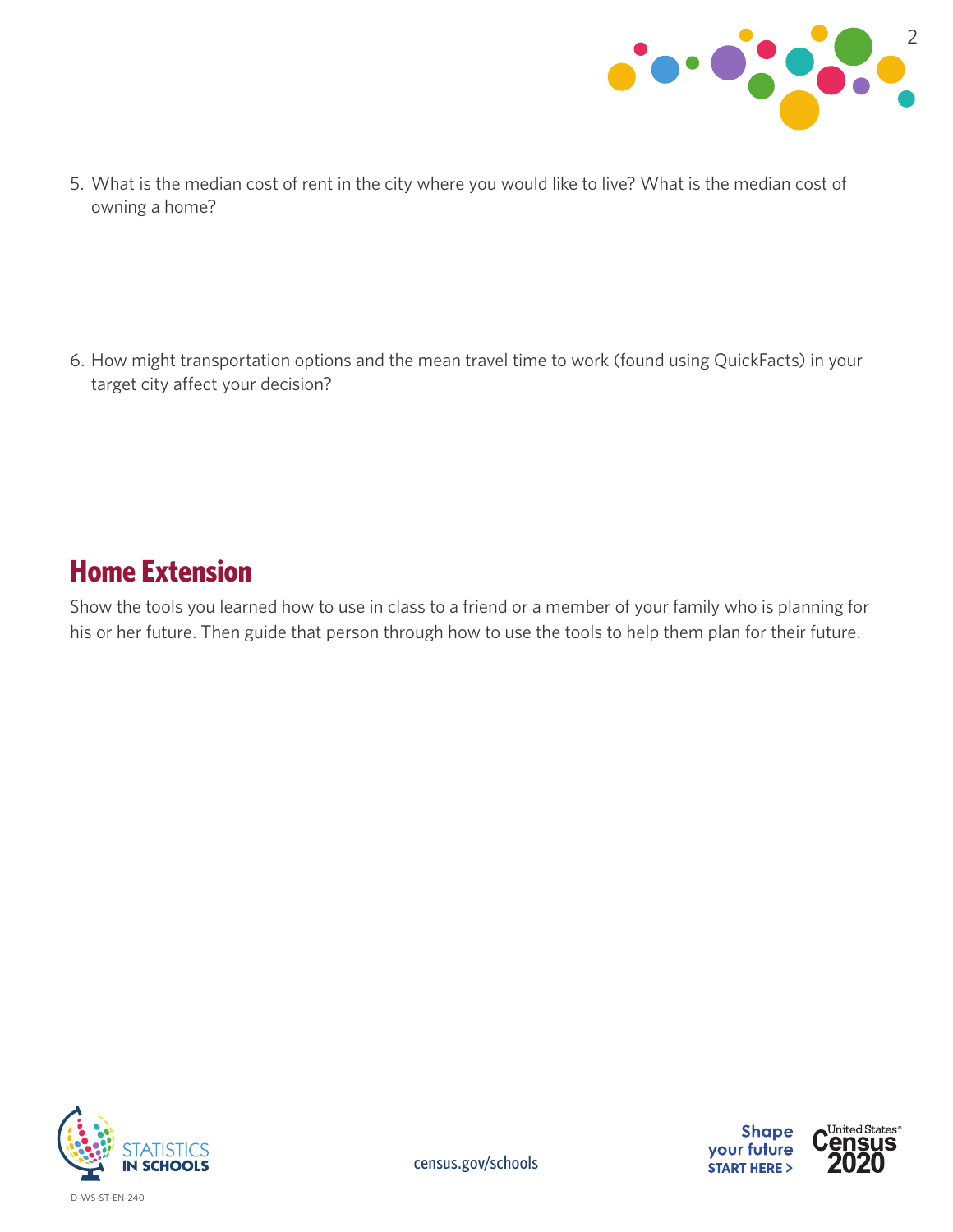5. What is the median cost of rent in the city where you would like to live? What is the median cost of owning a home?

6. How might transportation options and the mean travel time to work (found using QuickFacts) in your target city affect your decision?

## Home Extension

Show the tools you learned how to use in class to a friend or a member of your family who is planning for his or her future. Then guide that person through how to use the tools to help them plan for their future.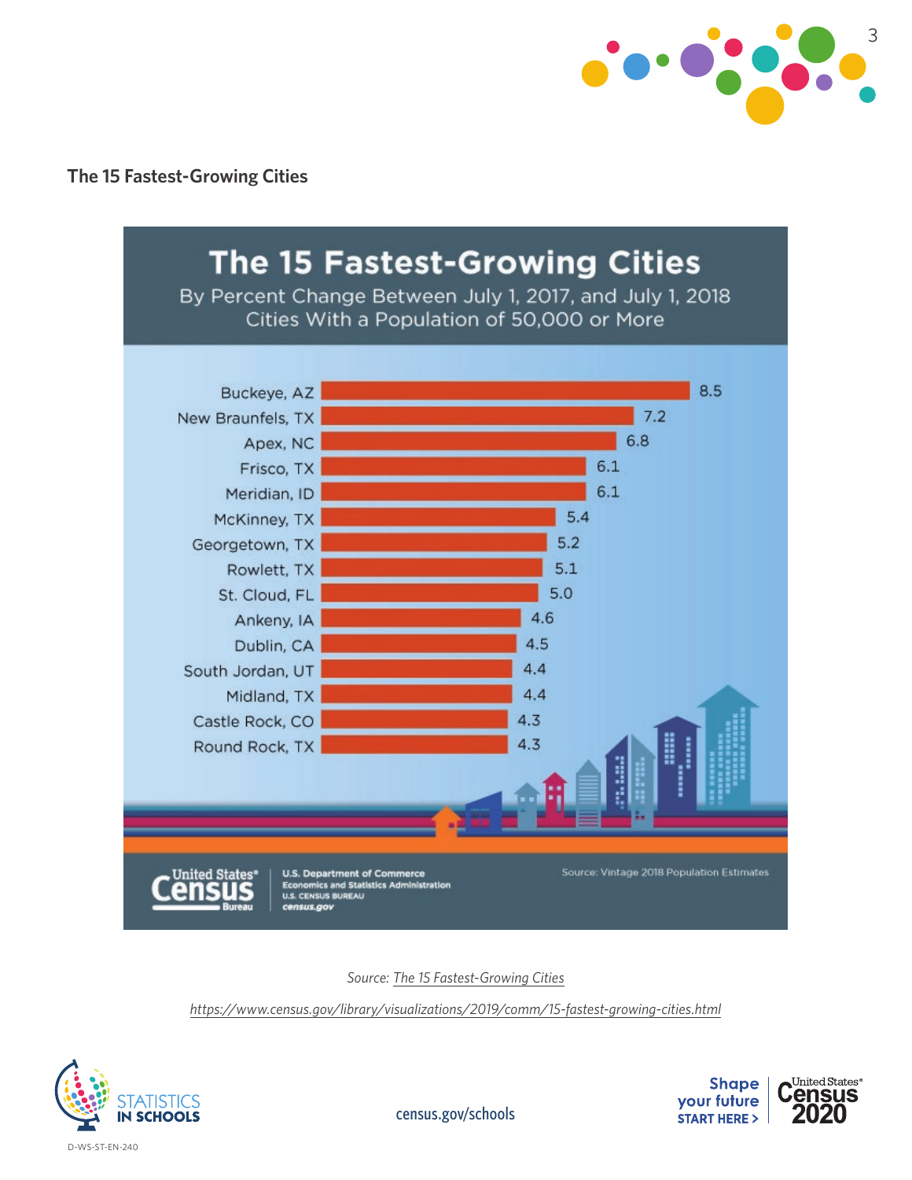**The 15 Fastest-Growing Cities**

The 15 Fastest-Growing Cities

By Percent Change Between July 1, 2017, and July 1, 2018
Cities With a Population of 50,000 or More

Buckeye, AZ 8.5
New Braunfels, TX 7.2
Apex, NC 6.8
Frisco, TX 6.1
Meridian, ID 6.1
McKinney, TX 5.4
Georgetown, TX 5.2
Rowlett, TX 5.1
St. Cloud, FL 5.0
Ankeny, IA 4.6
Dublin, CA 4.5
South Jordan, UT 4.4
Midland, TX 4.4
Castle Rock, CO 4.3
Round Rock, TX 4.3

United States Census Bureau
U.S. Department of Commerce
Economics and Statistics Administration
U.S. CENSUS BUREAU
census.gov

Source: Vintage 2018 Population Estimates

*Source: The 15 Fastest-Growing Cities*

*https://www.census.gov/library/visualizations/2019/comm/15-fastest-growing-cities.html*